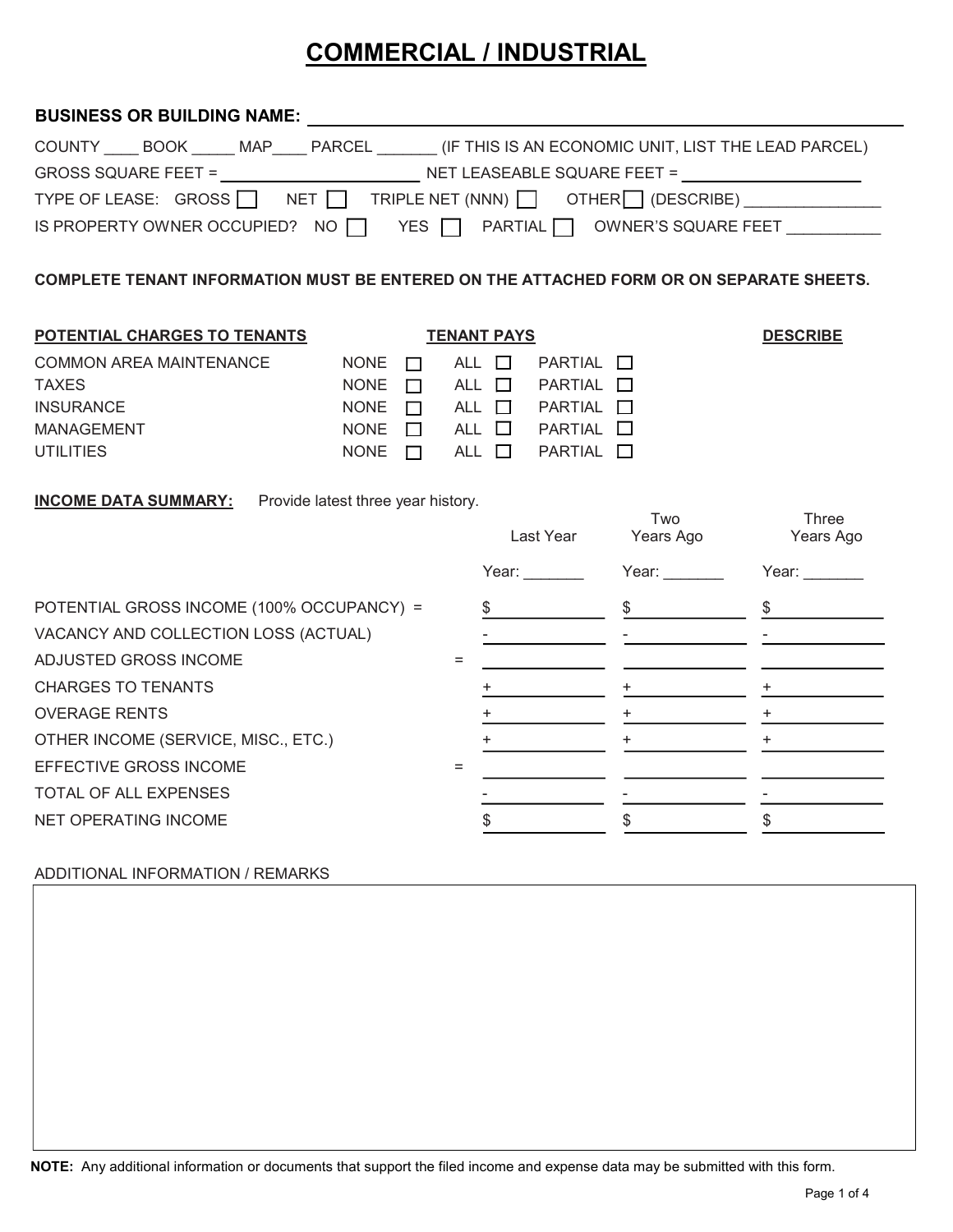# COMMERCIAL / INDUSTRIAL

**BUSINESS OR BUILDING NAME:** ______________________________

COUNTY ____ BOOK _____ MAP____ PARCEL _______ (IF THIS IS AN ECONOMIC UNIT, LIST THE LEAD PARCEL)

GROSS SQUARE FEET = ______________________ NET LEASEABLE SQUARE FEET = ____________________

TYPE OF LEASE: GROSS ☐ NET ☐ TRIPLE NET (NNN) ☐ OTHER ☐ (DESCRIBE) _______________

IS PROPERTY OWNER OCCUPIED? NO ☐ YES ☐ PARTIAL ☐ OWNER'S SQUARE FEET __________

**COMPLETE TENANT INFORMATION MUST BE ENTERED ON THE ATTACHED FORM OR ON SEPARATE SHEETS.**

| **POTENTIAL CHARGES TO TENANTS** | **TENANT PAYS** | | | **DESCRIBE** |
|---|---|---|---|---|
| COMMON AREA MAINTENANCE | NONE ☐ | ALL ☐ | PARTIAL ☐ | |
| TAXES | NONE ☐ | ALL ☐ | PARTIAL ☐ | |
| INSURANCE | NONE ☐ | ALL ☐ | PARTIAL ☐ | |
| MANAGEMENT | NONE ☐ | ALL ☐ | PARTIAL ☐ | |
| UTILITIES | NONE ☐ | ALL ☐ | PARTIAL ☐ | |

**INCOME DATA SUMMARY:** Provide latest three year history.

| | | Last Year | Two Years Ago | Three Years Ago |
|---|---|---|---|---|
| | | Year: _______ | Year: _______ | Year: _______ |
| POTENTIAL GROSS INCOME (100% OCCUPANCY) | = | $ | $ | $ |
| VACANCY AND COLLECTION LOSS (ACTUAL) | | - | - | - |
| ADJUSTED GROSS INCOME | = | | | |
| CHARGES TO TENANTS | | + | + | + |
| OVERAGE RENTS | | + | + | + |
| OTHER INCOME (SERVICE, MISC., ETC.) | | + | + | + |
| EFFECTIVE GROSS INCOME | = | | | |
| TOTAL OF ALL EXPENSES | | - | - | - |
| NET OPERATING INCOME | | $ | $ | $ |

ADDITIONAL INFORMATION / REMARKS

**NOTE:** Any additional information or documents that support the filed income and expense data may be submitted with this form.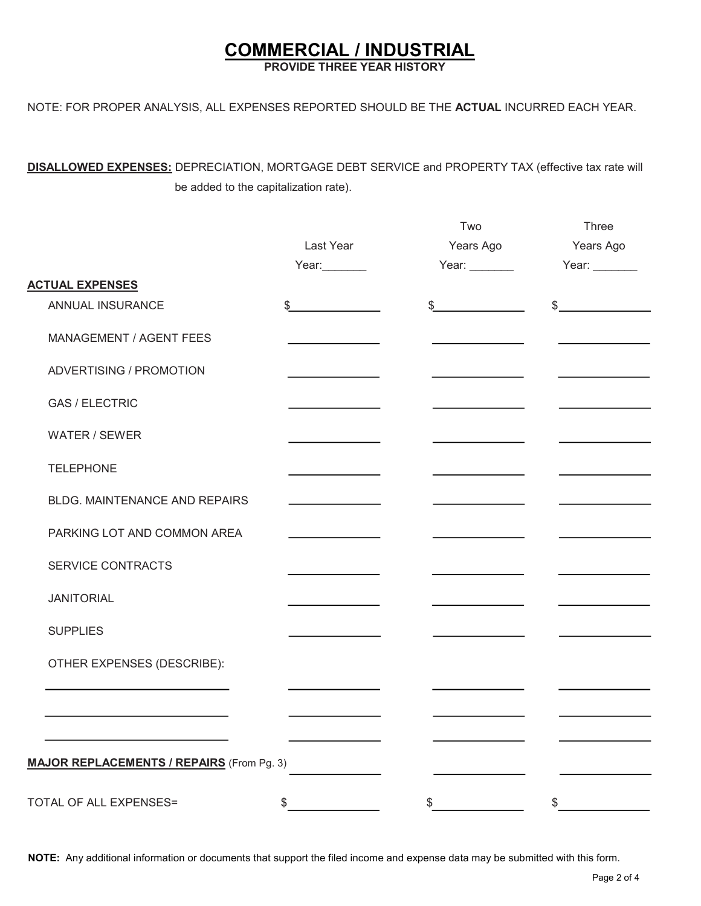# COMMERCIAL / INDUSTRIAL

**PROVIDE THREE YEAR HISTORY**

NOTE: FOR PROPER ANALYSIS, ALL EXPENSES REPORTED SHOULD BE THE **ACTUAL** INCURRED EACH YEAR.

**DISALLOWED EXPENSES:** DEPRECIATION, MORTGAGE DEBT SERVICE and PROPERTY TAX (effective tax rate will be added to the capitalization rate).

| | Last Year<br>Year:_______ | Two<br>Years Ago<br>Year: _______ | Three<br>Years Ago<br>Year: _______ |
|---|---|---|---|
| **ACTUAL EXPENSES** | | | |
| ANNUAL INSURANCE | $____________ | $____________ | $____________ |
| MANAGEMENT / AGENT FEES | ____________ | ____________ | ____________ |
| ADVERTISING / PROMOTION | ____________ | ____________ | ____________ |
| GAS / ELECTRIC | ____________ | ____________ | ____________ |
| WATER / SEWER | ____________ | ____________ | ____________ |
| TELEPHONE | ____________ | ____________ | ____________ |
| BLDG. MAINTENANCE AND REPAIRS | ____________ | ____________ | ____________ |
| PARKING LOT AND COMMON AREA | ____________ | ____________ | ____________ |
| SERVICE CONTRACTS | ____________ | ____________ | ____________ |
| JANITORIAL | ____________ | ____________ | ____________ |
| SUPPLIES | ____________ | ____________ | ____________ |
| OTHER EXPENSES (DESCRIBE): | | | |
| ________________________ | ____________ | ____________ | ____________ |
| ________________________ | ____________ | ____________ | ____________ |
| ________________________ | ____________ | ____________ | ____________ |
| **MAJOR REPLACEMENTS / REPAIRS** (From Pg. 3) | ____________ | ____________ | ____________ |
| TOTAL OF ALL EXPENSES= | $____________ | $____________ | $____________ |

**NOTE:** Any additional information or documents that support the filed income and expense data may be submitted with this form.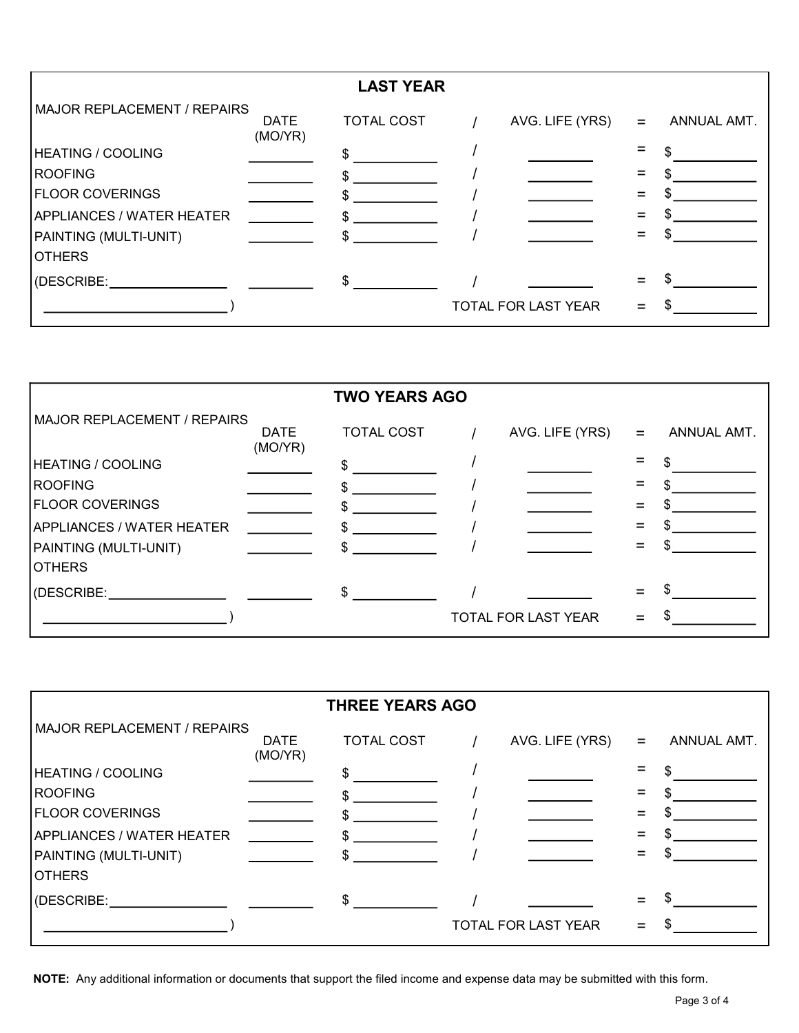## LAST YEAR

| MAJOR REPLACEMENT / REPAIRS | DATE (MO/YR) | TOTAL COST | / | AVG. LIFE (YRS) | = | ANNUAL AMT. |
|---|---|---|---|---|---|---|
| HEATING / COOLING | ________ | $ ________ | / | ________ | = | $ ________ |
| ROOFING | ________ | $ ________ | / | ________ | = | $ ________ |
| FLOOR COVERINGS | ________ | $ ________ | / | ________ | = | $ ________ |
| APPLIANCES / WATER HEATER | ________ | $ ________ | / | ________ | = | $ ________ |
| PAINTING (MULTI-UNIT) | ________ | $ ________ | / | ________ | = | $ ________ |
| OTHERS | | | | | | |
| (DESCRIBE: ________________ | ________ | $ ________ | / | ________ | = | $ ________ |
| ________________________ ) | | | | TOTAL FOR LAST YEAR | = | $ ________ |

## TWO YEARS AGO

| MAJOR REPLACEMENT / REPAIRS | DATE (MO/YR) | TOTAL COST | / | AVG. LIFE (YRS) | = | ANNUAL AMT. |
|---|---|---|---|---|---|---|
| HEATING / COOLING | ________ | $ ________ | / | ________ | = | $ ________ |
| ROOFING | ________ | $ ________ | / | ________ | = | $ ________ |
| FLOOR COVERINGS | ________ | $ ________ | / | ________ | = | $ ________ |
| APPLIANCES / WATER HEATER | ________ | $ ________ | / | ________ | = | $ ________ |
| PAINTING (MULTI-UNIT) | ________ | $ ________ | / | ________ | = | $ ________ |
| OTHERS | | | | | | |
| (DESCRIBE: ________________ | ________ | $ ________ | / | ________ | = | $ ________ |
| ________________________ ) | | | | TOTAL FOR LAST YEAR | = | $ ________ |

## THREE YEARS AGO

| MAJOR REPLACEMENT / REPAIRS | DATE (MO/YR) | TOTAL COST | / | AVG. LIFE (YRS) | = | ANNUAL AMT. |
|---|---|---|---|---|---|---|
| HEATING / COOLING | ________ | $ ________ | / | ________ | = | $ ________ |
| ROOFING | ________ | $ ________ | / | ________ | = | $ ________ |
| FLOOR COVERINGS | ________ | $ ________ | / | ________ | = | $ ________ |
| APPLIANCES / WATER HEATER | ________ | $ ________ | / | ________ | = | $ ________ |
| PAINTING (MULTI-UNIT) | ________ | $ ________ | / | ________ | = | $ ________ |
| OTHERS | | | | | | |
| (DESCRIBE: ________________ | ________ | $ ________ | / | ________ | = | $ ________ |
| ________________________ ) | | | | TOTAL FOR LAST YEAR | = | $ ________ |

**NOTE:** Any additional information or documents that support the filed income and expense data may be submitted with this form.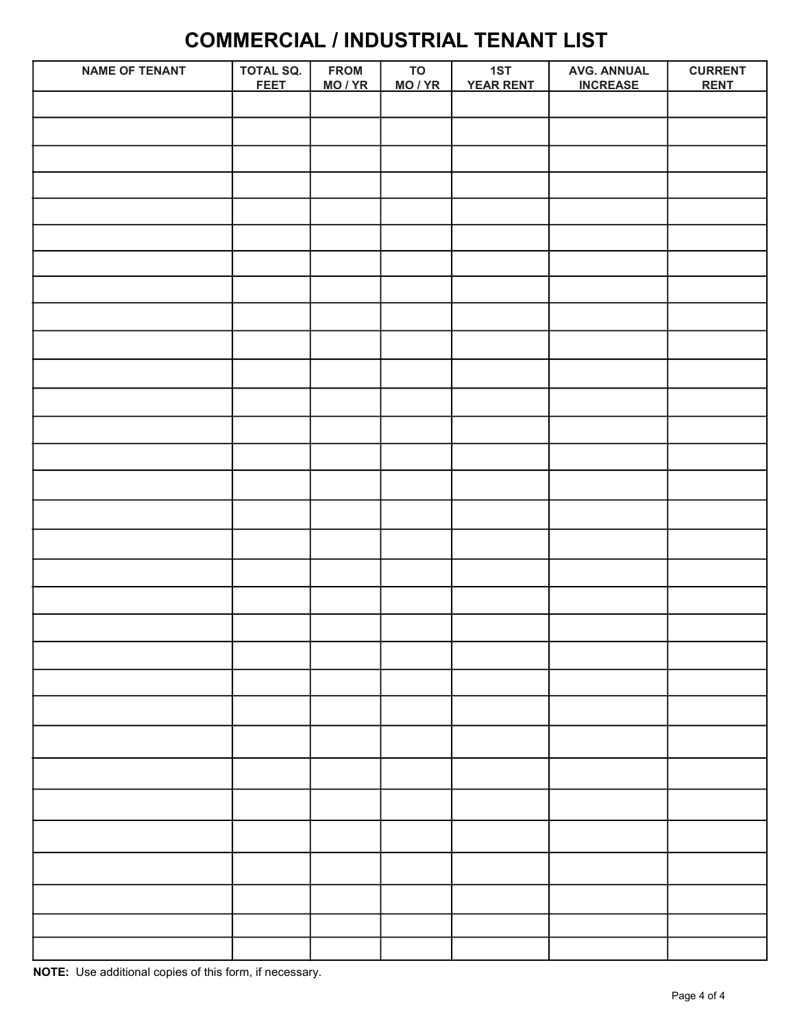# COMMERCIAL / INDUSTRIAL TENANT LIST

| NAME OF TENANT | TOTAL SQ. FEET | FROM MO / YR | TO MO / YR | 1ST YEAR RENT | AVG. ANNUAL INCREASE | CURRENT RENT |
|---|---|---|---|---|---|---|
| | | | | | | |
| | | | | | | |
| | | | | | | |
| | | | | | | |
| | | | | | | |
| | | | | | | |
| | | | | | | |
| | | | | | | |
| | | | | | | |
| | | | | | | |
| | | | | | | |
| | | | | | | |
| | | | | | | |
| | | | | | | |
| | | | | | | |
| | | | | | | |
| | | | | | | |
| | | | | | | |
| | | | | | | |
| | | | | | | |
| | | | | | | |
| | | | | | | |
| | | | | | | |
| | | | | | | |
| | | | | | | |
| | | | | | | |
| | | | | | | |
| | | | | | | |
| | | | | | | |
| | | | | | | |

**NOTE:** Use additional copies of this form, if necessary.